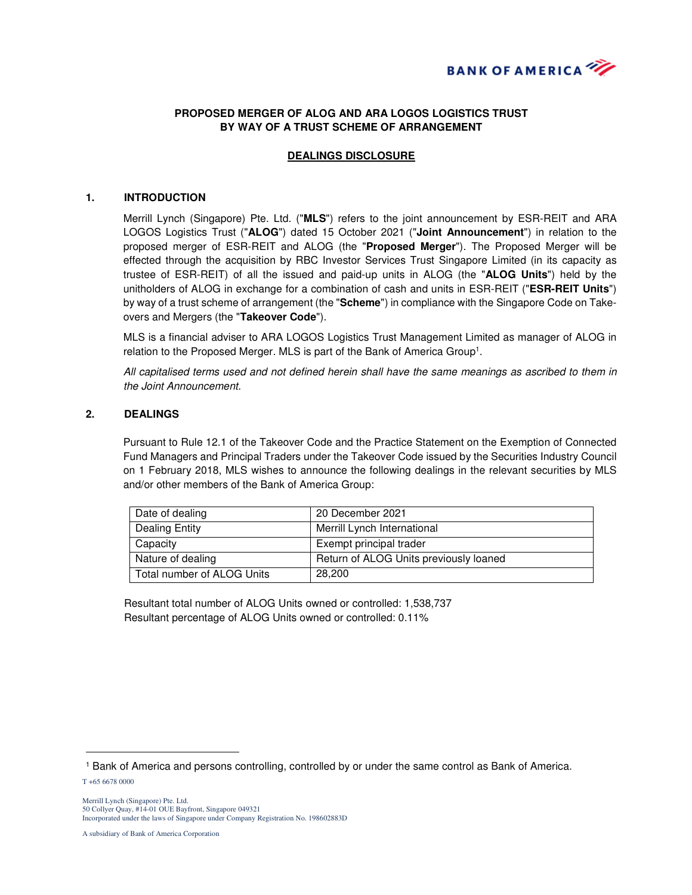**PROPOSED MERGER OF ALOG AND ARA LOGOS LOGISTICS TRUST BY WAY OF A TRUST SCHEME OF ARRANGEMENT**

**DEALINGS DISCLOSURE**

## 1. INTRODUCTION

Merrill Lynch (Singapore) Pte. Ltd. ("**MLS**") refers to the joint announcement by ESR-REIT and ARA LOGOS Logistics Trust ("**ALOG**") dated 15 October 2021 ("**Joint Announcement**") in relation to the proposed merger of ESR-REIT and ALOG (the "**Proposed Merger**"). The Proposed Merger will be effected through the acquisition by RBC Investor Services Trust Singapore Limited (in its capacity as trustee of ESR-REIT) of all the issued and paid-up units in ALOG (the "**ALOG Units**") held by the unitholders of ALOG in exchange for a combination of cash and units in ESR-REIT ("**ESR-REIT Units**") by way of a trust scheme of arrangement (the "**Scheme**") in compliance with the Singapore Code on Take-overs and Mergers (the "**Takeover Code**").

MLS is a financial adviser to ARA LOGOS Logistics Trust Management Limited as manager of ALOG in relation to the Proposed Merger. MLS is part of the Bank of America Group[1].

*All capitalised terms used and not defined herein shall have the same meanings as ascribed to them in the Joint Announcement.*

## 2. DEALINGS

Pursuant to Rule 12.1 of the Takeover Code and the Practice Statement on the Exemption of Connected Fund Managers and Principal Traders under the Takeover Code issued by the Securities Industry Council on 1 February 2018, MLS wishes to announce the following dealings in the relevant securities by MLS and/or other members of the Bank of America Group:

| | |
|---|---|
| Date of dealing | 20 December 2021 |
| Dealing Entity | Merrill Lynch International |
| Capacity | Exempt principal trader |
| Nature of dealing | Return of ALOG Units previously loaned |
| Total number of ALOG Units | 28,200 |

Resultant total number of ALOG Units owned or controlled: 1,538,737
Resultant percentage of ALOG Units owned or controlled: 0.11%

[1] Bank of America and persons controlling, controlled by or under the same control as Bank of America.

T +65 6678 0000

Merrill Lynch (Singapore) Pte. Ltd.
50 Collyer Quay, #14-01 OUE Bayfront, Singapore 049321
Incorporated under the laws of Singapore under Company Registration No. 198602883D

A subsidiary of Bank of America Corporation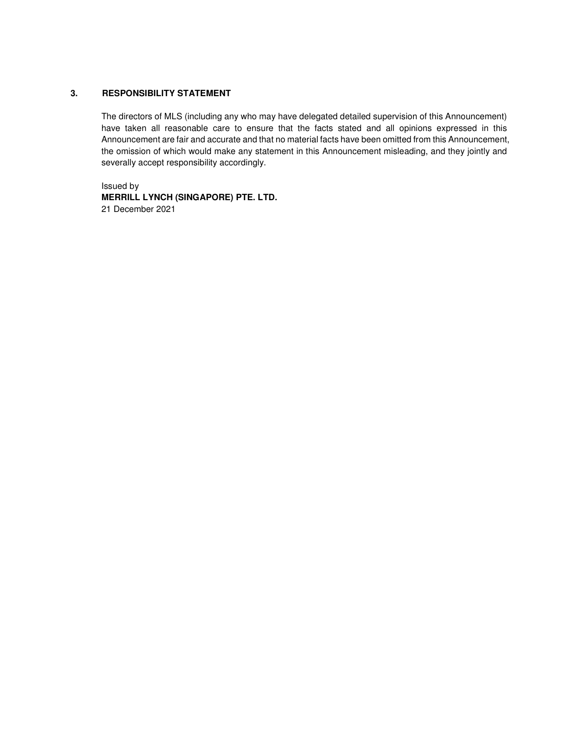## 3. RESPONSIBILITY STATEMENT

The directors of MLS (including any who may have delegated detailed supervision of this Announcement) have taken all reasonable care to ensure that the facts stated and all opinions expressed in this Announcement are fair and accurate and that no material facts have been omitted from this Announcement, the omission of which would make any statement in this Announcement misleading, and they jointly and severally accept responsibility accordingly.

Issued by
**MERRILL LYNCH (SINGAPORE) PTE. LTD.**
21 December 2021